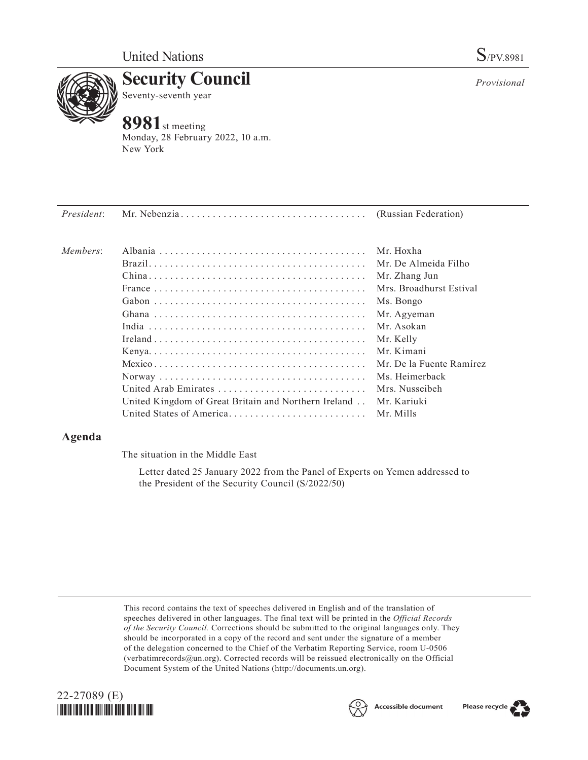United Nations

S/PV.8981

# Security Council

Seventy-seventh year

*Provisional*

## 8981st meeting

Monday, 28 February 2022, 10 a.m.
New York

| | | |
|---|---|---|
| *President*: | Mr. Nebenzia | (Russian Federation) |
| *Members*: | Albania | Mr. Hoxha |
| | Brazil | Mr. De Almeida Filho |
| | China | Mr. Zhang Jun |
| | France | Mrs. Broadhurst Estival |
| | Gabon | Ms. Bongo |
| | Ghana | Mr. Agyeman |
| | India | Mr. Asokan |
| | Ireland | Mr. Kelly |
| | Kenya | Mr. Kimani |
| | Mexico | Mr. De la Fuente Ramírez |
| | Norway | Ms. Heimerback |
| | United Arab Emirates | Mrs. Nusseibeh |
| | United Kingdom of Great Britain and Northern Ireland | Mr. Kariuki |
| | United States of America | Mr. Mills |

## Agenda

The situation in the Middle East

Letter dated 25 January 2022 from the Panel of Experts on Yemen addressed to the President of the Security Council (S/2022/50)

This record contains the text of speeches delivered in English and of the translation of speeches delivered in other languages. The final text will be printed in the *Official Records of the Security Council.* Corrections should be submitted to the original languages only. They should be incorporated in a copy of the record and sent under the signature of a member of the delegation concerned to the Chief of the Verbatim Reporting Service, room U-0506 (verbatimrecords@un.org). Corrected records will be reissued electronically on the Official Document System of the United Nations (http://documents.un.org).

22-27089 (E)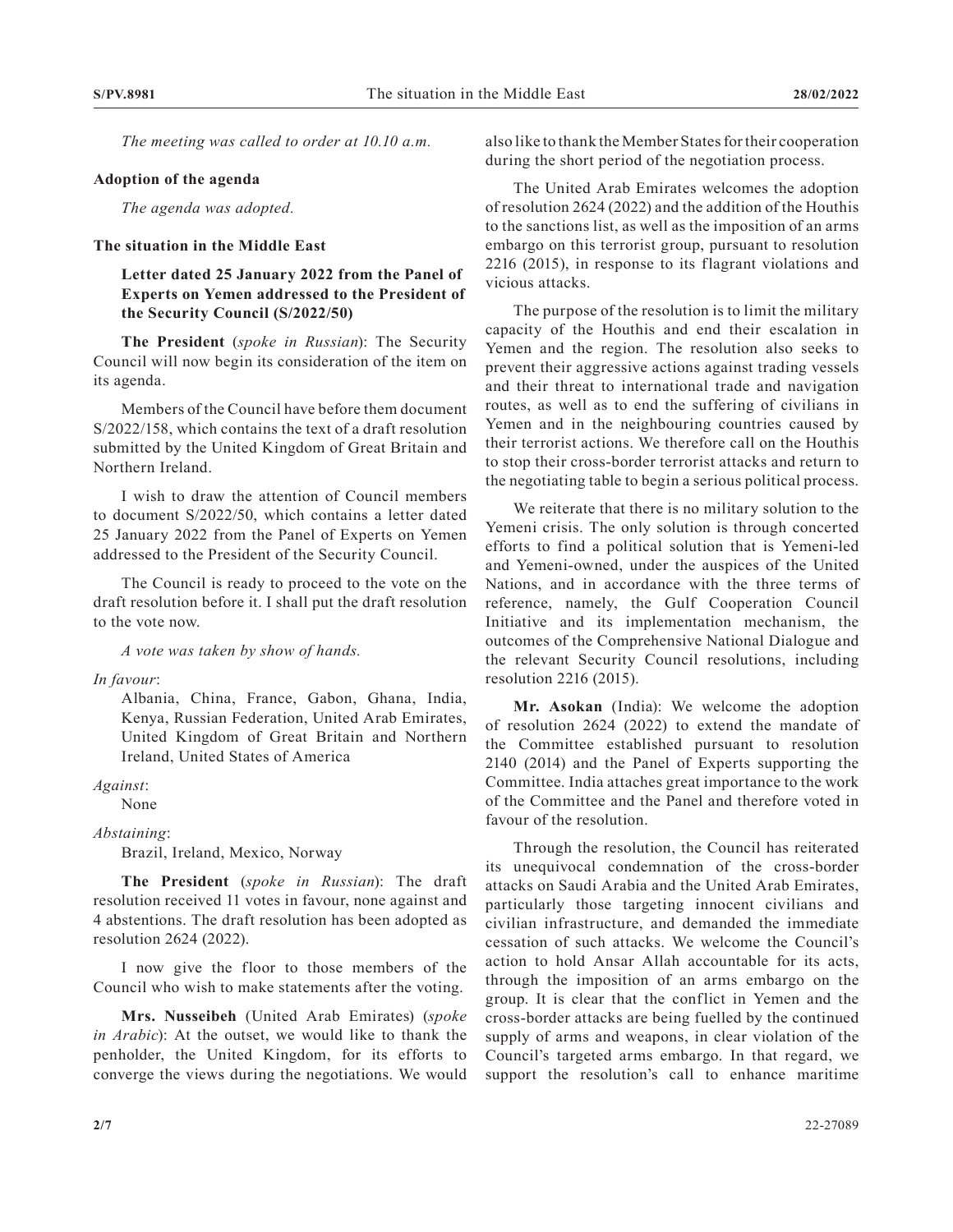*The meeting was called to order at 10.10 a.m.*

**Adoption of the agenda**

*The agenda was adopted.*

**The situation in the Middle East**

**Letter dated 25 January 2022 from the Panel of Experts on Yemen addressed to the President of the Security Council (S/2022/50)**

**The President** (*spoke in Russian*): The Security Council will now begin its consideration of the item on its agenda.

Members of the Council have before them document S/2022/158, which contains the text of a draft resolution submitted by the United Kingdom of Great Britain and Northern Ireland.

I wish to draw the attention of Council members to document S/2022/50, which contains a letter dated 25 January 2022 from the Panel of Experts on Yemen addressed to the President of the Security Council.

The Council is ready to proceed to the vote on the draft resolution before it. I shall put the draft resolution to the vote now.

*A vote was taken by show of hands.*

*In favour*:

Albania, China, France, Gabon, Ghana, India, Kenya, Russian Federation, United Arab Emirates, United Kingdom of Great Britain and Northern Ireland, United States of America

*Against*:

None

*Abstaining*:

Brazil, Ireland, Mexico, Norway

**The President** (*spoke in Russian*): The draft resolution received 11 votes in favour, none against and 4 abstentions. The draft resolution has been adopted as resolution 2624 (2022).

I now give the floor to those members of the Council who wish to make statements after the voting.

**Mrs. Nusseibeh** (United Arab Emirates) (*spoke in Arabic*): At the outset, we would like to thank the penholder, the United Kingdom, for its efforts to converge the views during the negotiations. We would also like to thank the Member States for their cooperation during the short period of the negotiation process.

The United Arab Emirates welcomes the adoption of resolution 2624 (2022) and the addition of the Houthis to the sanctions list, as well as the imposition of an arms embargo on this terrorist group, pursuant to resolution 2216 (2015), in response to its flagrant violations and vicious attacks.

The purpose of the resolution is to limit the military capacity of the Houthis and end their escalation in Yemen and the region. The resolution also seeks to prevent their aggressive actions against trading vessels and their threat to international trade and navigation routes, as well as to end the suffering of civilians in Yemen and in the neighbouring countries caused by their terrorist actions. We therefore call on the Houthis to stop their cross-border terrorist attacks and return to the negotiating table to begin a serious political process.

We reiterate that there is no military solution to the Yemeni crisis. The only solution is through concerted efforts to find a political solution that is Yemeni-led and Yemeni-owned, under the auspices of the United Nations, and in accordance with the three terms of reference, namely, the Gulf Cooperation Council Initiative and its implementation mechanism, the outcomes of the Comprehensive National Dialogue and the relevant Security Council resolutions, including resolution 2216 (2015).

**Mr. Asokan** (India): We welcome the adoption of resolution 2624 (2022) to extend the mandate of the Committee established pursuant to resolution 2140 (2014) and the Panel of Experts supporting the Committee. India attaches great importance to the work of the Committee and the Panel and therefore voted in favour of the resolution.

Through the resolution, the Council has reiterated its unequivocal condemnation of the cross-border attacks on Saudi Arabia and the United Arab Emirates, particularly those targeting innocent civilians and civilian infrastructure, and demanded the immediate cessation of such attacks. We welcome the Council's action to hold Ansar Allah accountable for its acts, through the imposition of an arms embargo on the group. It is clear that the conflict in Yemen and the cross-border attacks are being fuelled by the continued supply of arms and weapons, in clear violation of the Council's targeted arms embargo. In that regard, we support the resolution's call to enhance maritime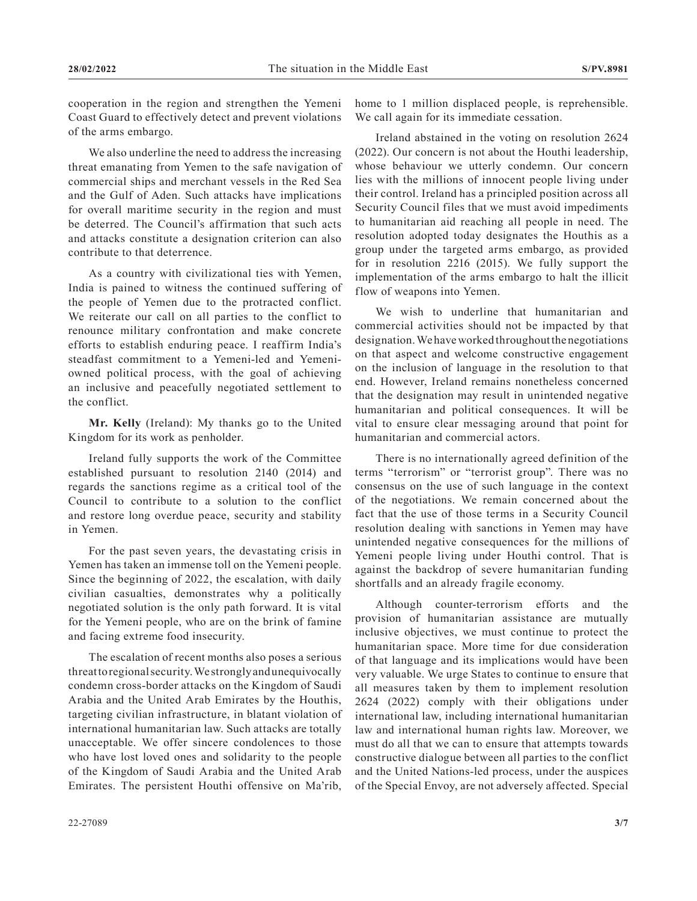cooperation in the region and strengthen the Yemeni Coast Guard to effectively detect and prevent violations of the arms embargo.

We also underline the need to address the increasing threat emanating from Yemen to the safe navigation of commercial ships and merchant vessels in the Red Sea and the Gulf of Aden. Such attacks have implications for overall maritime security in the region and must be deterred. The Council's affirmation that such acts and attacks constitute a designation criterion can also contribute to that deterrence.

As a country with civilizational ties with Yemen, India is pained to witness the continued suffering of the people of Yemen due to the protracted conflict. We reiterate our call on all parties to the conflict to renounce military confrontation and make concrete efforts to establish enduring peace. I reaffirm India's steadfast commitment to a Yemeni-led and Yemeni-owned political process, with the goal of achieving an inclusive and peacefully negotiated settlement to the conflict.

**Mr. Kelly** (Ireland): My thanks go to the United Kingdom for its work as penholder.

Ireland fully supports the work of the Committee established pursuant to resolution 2140 (2014) and regards the sanctions regime as a critical tool of the Council to contribute to a solution to the conflict and restore long overdue peace, security and stability in Yemen.

For the past seven years, the devastating crisis in Yemen has taken an immense toll on the Yemeni people. Since the beginning of 2022, the escalation, with daily civilian casualties, demonstrates why a politically negotiated solution is the only path forward. It is vital for the Yemeni people, who are on the brink of famine and facing extreme food insecurity.

The escalation of recent months also poses a serious threat to regional security. We strongly and unequivocally condemn cross-border attacks on the Kingdom of Saudi Arabia and the United Arab Emirates by the Houthis, targeting civilian infrastructure, in blatant violation of international humanitarian law. Such attacks are totally unacceptable. We offer sincere condolences to those who have lost loved ones and solidarity to the people of the Kingdom of Saudi Arabia and the United Arab Emirates. The persistent Houthi offensive on Ma'rib, home to 1 million displaced people, is reprehensible. We call again for its immediate cessation.

Ireland abstained in the voting on resolution 2624 (2022). Our concern is not about the Houthi leadership, whose behaviour we utterly condemn. Our concern lies with the millions of innocent people living under their control. Ireland has a principled position across all Security Council files that we must avoid impediments to humanitarian aid reaching all people in need. The resolution adopted today designates the Houthis as a group under the targeted arms embargo, as provided for in resolution 2216 (2015). We fully support the implementation of the arms embargo to halt the illicit flow of weapons into Yemen.

We wish to underline that humanitarian and commercial activities should not be impacted by that designation. We have worked throughout the negotiations on that aspect and welcome constructive engagement on the inclusion of language in the resolution to that end. However, Ireland remains nonetheless concerned that the designation may result in unintended negative humanitarian and political consequences. It will be vital to ensure clear messaging around that point for humanitarian and commercial actors.

There is no internationally agreed definition of the terms "terrorism" or "terrorist group". There was no consensus on the use of such language in the context of the negotiations. We remain concerned about the fact that the use of those terms in a Security Council resolution dealing with sanctions in Yemen may have unintended negative consequences for the millions of Yemeni people living under Houthi control. That is against the backdrop of severe humanitarian funding shortfalls and an already fragile economy.

Although counter-terrorism efforts and the provision of humanitarian assistance are mutually inclusive objectives, we must continue to protect the humanitarian space. More time for due consideration of that language and its implications would have been very valuable. We urge States to continue to ensure that all measures taken by them to implement resolution 2624 (2022) comply with their obligations under international law, including international humanitarian law and international human rights law. Moreover, we must do all that we can to ensure that attempts towards constructive dialogue between all parties to the conflict and the United Nations-led process, under the auspices of the Special Envoy, are not adversely affected. Special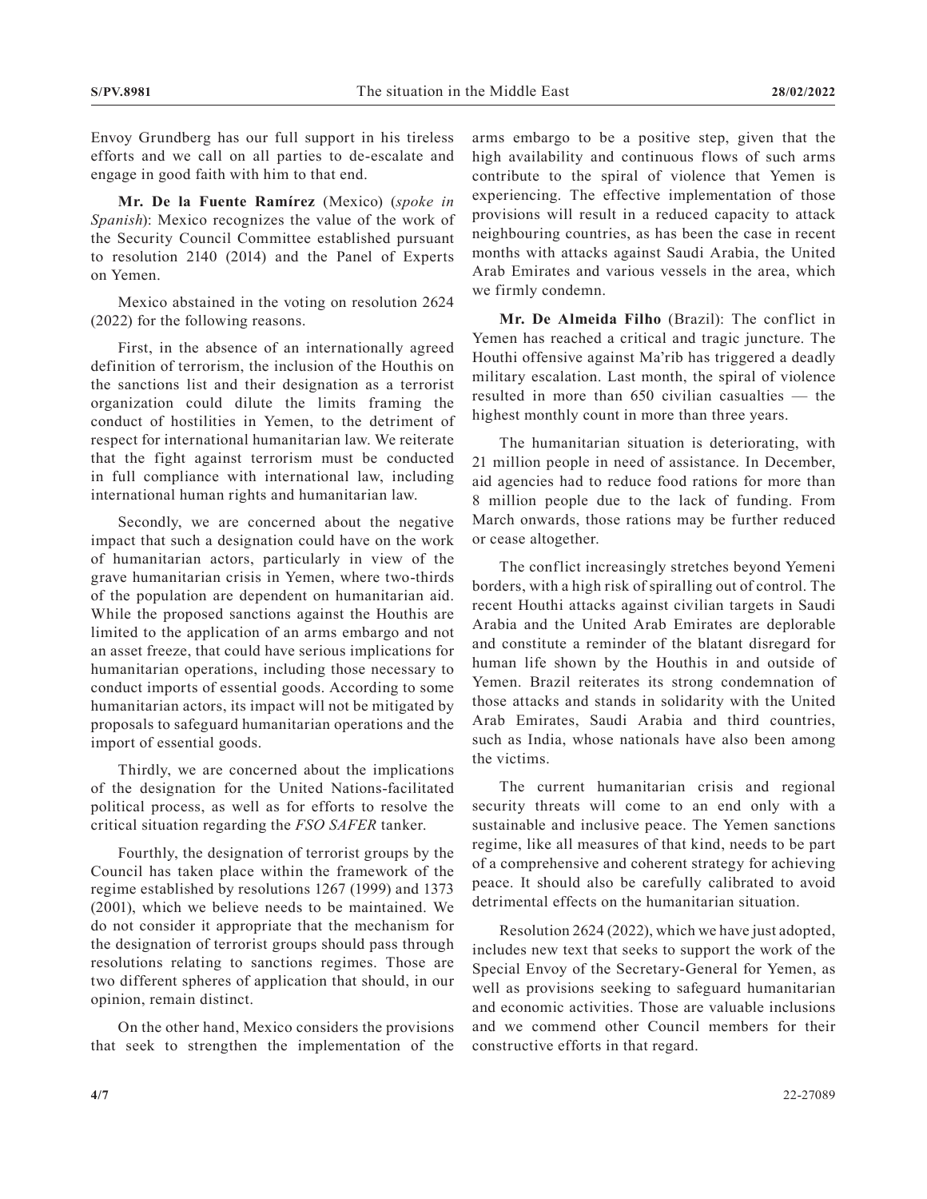Envoy Grundberg has our full support in his tireless efforts and we call on all parties to de-escalate and engage in good faith with him to that end.

**Mr. De la Fuente Ramírez** (Mexico) (*spoke in Spanish*): Mexico recognizes the value of the work of the Security Council Committee established pursuant to resolution 2140 (2014) and the Panel of Experts on Yemen.

Mexico abstained in the voting on resolution 2624 (2022) for the following reasons.

First, in the absence of an internationally agreed definition of terrorism, the inclusion of the Houthis on the sanctions list and their designation as a terrorist organization could dilute the limits framing the conduct of hostilities in Yemen, to the detriment of respect for international humanitarian law. We reiterate that the fight against terrorism must be conducted in full compliance with international law, including international human rights and humanitarian law.

Secondly, we are concerned about the negative impact that such a designation could have on the work of humanitarian actors, particularly in view of the grave humanitarian crisis in Yemen, where two-thirds of the population are dependent on humanitarian aid. While the proposed sanctions against the Houthis are limited to the application of an arms embargo and not an asset freeze, that could have serious implications for humanitarian operations, including those necessary to conduct imports of essential goods. According to some humanitarian actors, its impact will not be mitigated by proposals to safeguard humanitarian operations and the import of essential goods.

Thirdly, we are concerned about the implications of the designation for the United Nations-facilitated political process, as well as for efforts to resolve the critical situation regarding the *FSO SAFER* tanker.

Fourthly, the designation of terrorist groups by the Council has taken place within the framework of the regime established by resolutions 1267 (1999) and 1373 (2001), which we believe needs to be maintained. We do not consider it appropriate that the mechanism for the designation of terrorist groups should pass through resolutions relating to sanctions regimes. Those are two different spheres of application that should, in our opinion, remain distinct.

On the other hand, Mexico considers the provisions that seek to strengthen the implementation of the arms embargo to be a positive step, given that the high availability and continuous flows of such arms contribute to the spiral of violence that Yemen is experiencing. The effective implementation of those provisions will result in a reduced capacity to attack neighbouring countries, as has been the case in recent months with attacks against Saudi Arabia, the United Arab Emirates and various vessels in the area, which we firmly condemn.

**Mr. De Almeida Filho** (Brazil): The conflict in Yemen has reached a critical and tragic juncture. The Houthi offensive against Ma'rib has triggered a deadly military escalation. Last month, the spiral of violence resulted in more than 650 civilian casualties — the highest monthly count in more than three years.

The humanitarian situation is deteriorating, with 21 million people in need of assistance. In December, aid agencies had to reduce food rations for more than 8 million people due to the lack of funding. From March onwards, those rations may be further reduced or cease altogether.

The conflict increasingly stretches beyond Yemeni borders, with a high risk of spiralling out of control. The recent Houthi attacks against civilian targets in Saudi Arabia and the United Arab Emirates are deplorable and constitute a reminder of the blatant disregard for human life shown by the Houthis in and outside of Yemen. Brazil reiterates its strong condemnation of those attacks and stands in solidarity with the United Arab Emirates, Saudi Arabia and third countries, such as India, whose nationals have also been among the victims.

The current humanitarian crisis and regional security threats will come to an end only with a sustainable and inclusive peace. The Yemen sanctions regime, like all measures of that kind, needs to be part of a comprehensive and coherent strategy for achieving peace. It should also be carefully calibrated to avoid detrimental effects on the humanitarian situation.

Resolution 2624 (2022), which we have just adopted, includes new text that seeks to support the work of the Special Envoy of the Secretary-General for Yemen, as well as provisions seeking to safeguard humanitarian and economic activities. Those are valuable inclusions and we commend other Council members for their constructive efforts in that regard.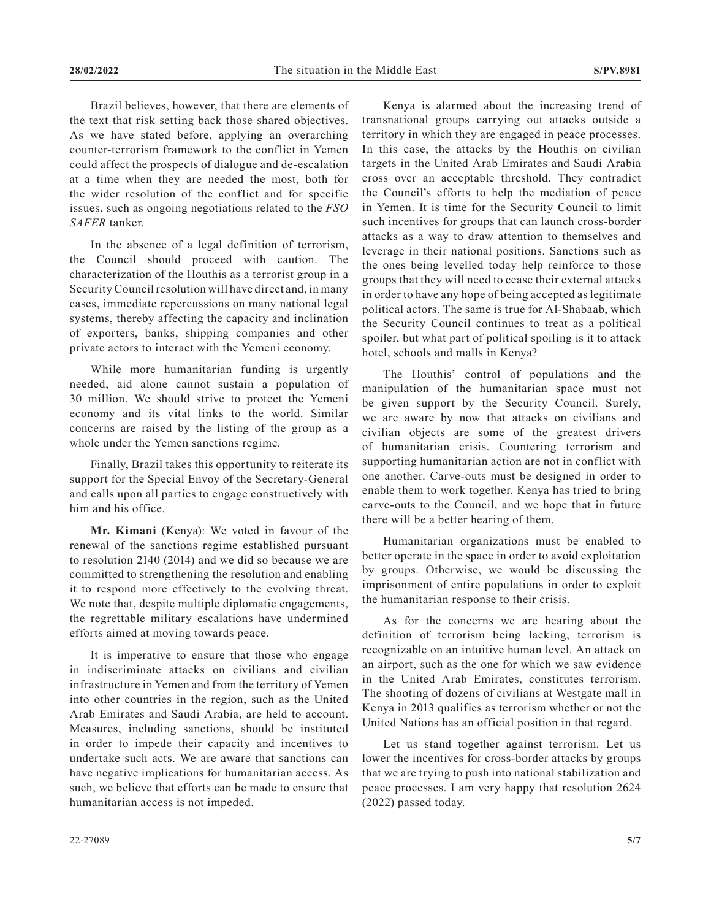Brazil believes, however, that there are elements of the text that risk setting back those shared objectives. As we have stated before, applying an overarching counter-terrorism framework to the conflict in Yemen could affect the prospects of dialogue and de-escalation at a time when they are needed the most, both for the wider resolution of the conflict and for specific issues, such as ongoing negotiations related to the *FSO SAFER* tanker.

In the absence of a legal definition of terrorism, the Council should proceed with caution. The characterization of the Houthis as a terrorist group in a Security Council resolution will have direct and, in many cases, immediate repercussions on many national legal systems, thereby affecting the capacity and inclination of exporters, banks, shipping companies and other private actors to interact with the Yemeni economy.

While more humanitarian funding is urgently needed, aid alone cannot sustain a population of 30 million. We should strive to protect the Yemeni economy and its vital links to the world. Similar concerns are raised by the listing of the group as a whole under the Yemen sanctions regime.

Finally, Brazil takes this opportunity to reiterate its support for the Special Envoy of the Secretary-General and calls upon all parties to engage constructively with him and his office.

**Mr. Kimani** (Kenya): We voted in favour of the renewal of the sanctions regime established pursuant to resolution 2140 (2014) and we did so because we are committed to strengthening the resolution and enabling it to respond more effectively to the evolving threat. We note that, despite multiple diplomatic engagements, the regrettable military escalations have undermined efforts aimed at moving towards peace.

It is imperative to ensure that those who engage in indiscriminate attacks on civilians and civilian infrastructure in Yemen and from the territory of Yemen into other countries in the region, such as the United Arab Emirates and Saudi Arabia, are held to account. Measures, including sanctions, should be instituted in order to impede their capacity and incentives to undertake such acts. We are aware that sanctions can have negative implications for humanitarian access. As such, we believe that efforts can be made to ensure that humanitarian access is not impeded.

Kenya is alarmed about the increasing trend of transnational groups carrying out attacks outside a territory in which they are engaged in peace processes. In this case, the attacks by the Houthis on civilian targets in the United Arab Emirates and Saudi Arabia cross over an acceptable threshold. They contradict the Council's efforts to help the mediation of peace in Yemen. It is time for the Security Council to limit such incentives for groups that can launch cross-border attacks as a way to draw attention to themselves and leverage in their national positions. Sanctions such as the ones being levelled today help reinforce to those groups that they will need to cease their external attacks in order to have any hope of being accepted as legitimate political actors. The same is true for Al-Shabaab, which the Security Council continues to treat as a political spoiler, but what part of political spoiling is it to attack hotel, schools and malls in Kenya?

The Houthis' control of populations and the manipulation of the humanitarian space must not be given support by the Security Council. Surely, we are aware by now that attacks on civilians and civilian objects are some of the greatest drivers of humanitarian crisis. Countering terrorism and supporting humanitarian action are not in conflict with one another. Carve-outs must be designed in order to enable them to work together. Kenya has tried to bring carve-outs to the Council, and we hope that in future there will be a better hearing of them.

Humanitarian organizations must be enabled to better operate in the space in order to avoid exploitation by groups. Otherwise, we would be discussing the imprisonment of entire populations in order to exploit the humanitarian response to their crisis.

As for the concerns we are hearing about the definition of terrorism being lacking, terrorism is recognizable on an intuitive human level. An attack on an airport, such as the one for which we saw evidence in the United Arab Emirates, constitutes terrorism. The shooting of dozens of civilians at Westgate mall in Kenya in 2013 qualifies as terrorism whether or not the United Nations has an official position in that regard.

Let us stand together against terrorism. Let us lower the incentives for cross-border attacks by groups that we are trying to push into national stabilization and peace processes. I am very happy that resolution 2624 (2022) passed today.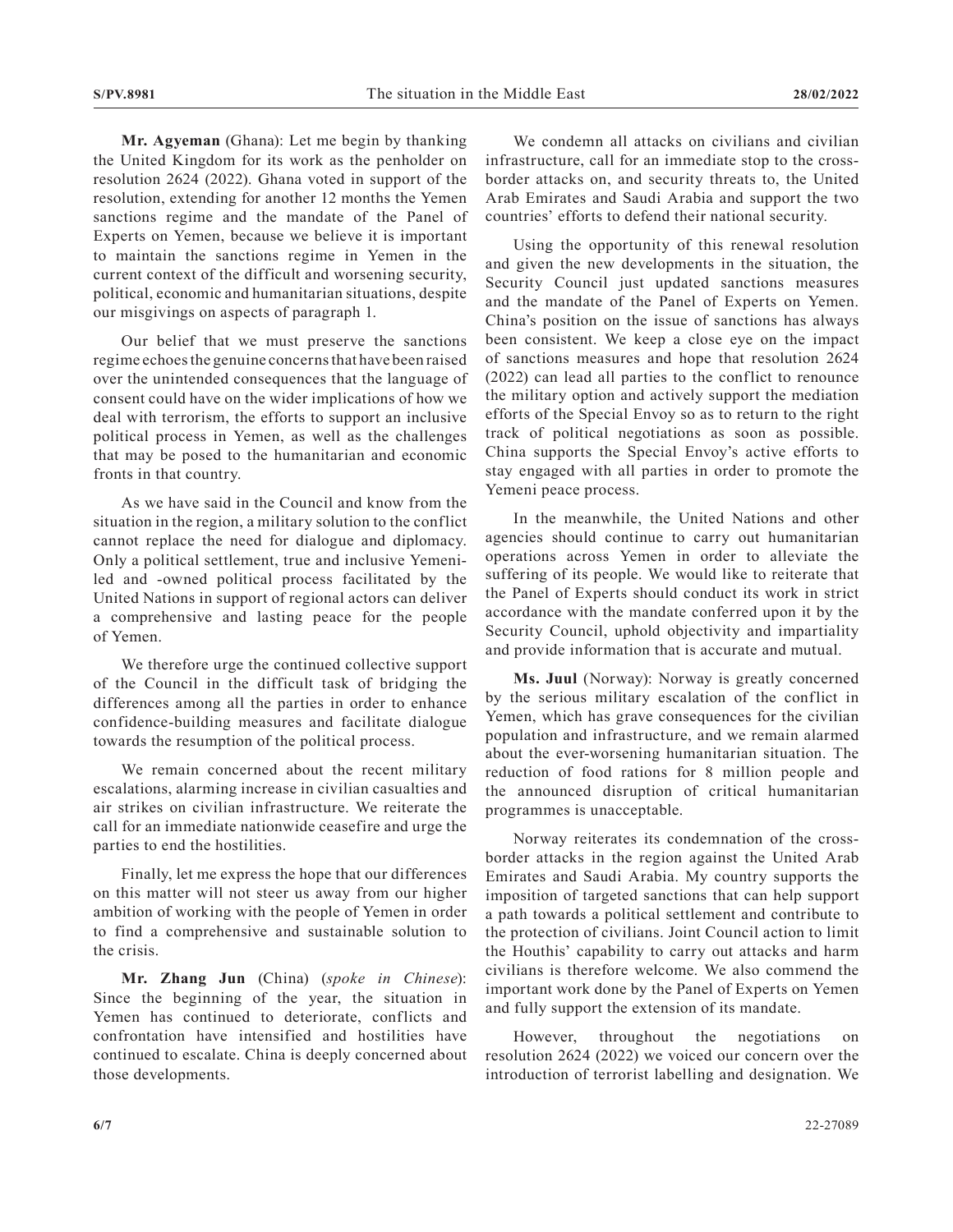**Mr. Agyeman** (Ghana): Let me begin by thanking the United Kingdom for its work as the penholder on resolution 2624 (2022). Ghana voted in support of the resolution, extending for another 12 months the Yemen sanctions regime and the mandate of the Panel of Experts on Yemen, because we believe it is important to maintain the sanctions regime in Yemen in the current context of the difficult and worsening security, political, economic and humanitarian situations, despite our misgivings on aspects of paragraph 1.

Our belief that we must preserve the sanctions regime echoes the genuine concerns that have been raised over the unintended consequences that the language of consent could have on the wider implications of how we deal with terrorism, the efforts to support an inclusive political process in Yemen, as well as the challenges that may be posed to the humanitarian and economic fronts in that country.

As we have said in the Council and know from the situation in the region, a military solution to the conflict cannot replace the need for dialogue and diplomacy. Only a political settlement, true and inclusive Yemeni-led and -owned political process facilitated by the United Nations in support of regional actors can deliver a comprehensive and lasting peace for the people of Yemen.

We therefore urge the continued collective support of the Council in the difficult task of bridging the differences among all the parties in order to enhance confidence-building measures and facilitate dialogue towards the resumption of the political process.

We remain concerned about the recent military escalations, alarming increase in civilian casualties and air strikes on civilian infrastructure. We reiterate the call for an immediate nationwide ceasefire and urge the parties to end the hostilities.

Finally, let me express the hope that our differences on this matter will not steer us away from our higher ambition of working with the people of Yemen in order to find a comprehensive and sustainable solution to the crisis.

**Mr. Zhang Jun** (China) (*spoke in Chinese*): Since the beginning of the year, the situation in Yemen has continued to deteriorate, conflicts and confrontation have intensified and hostilities have continued to escalate. China is deeply concerned about those developments.

We condemn all attacks on civilians and civilian infrastructure, call for an immediate stop to the cross-border attacks on, and security threats to, the United Arab Emirates and Saudi Arabia and support the two countries' efforts to defend their national security.

Using the opportunity of this renewal resolution and given the new developments in the situation, the Security Council just updated sanctions measures and the mandate of the Panel of Experts on Yemen. China's position on the issue of sanctions has always been consistent. We keep a close eye on the impact of sanctions measures and hope that resolution 2624 (2022) can lead all parties to the conflict to renounce the military option and actively support the mediation efforts of the Special Envoy so as to return to the right track of political negotiations as soon as possible. China supports the Special Envoy's active efforts to stay engaged with all parties in order to promote the Yemeni peace process.

In the meanwhile, the United Nations and other agencies should continue to carry out humanitarian operations across Yemen in order to alleviate the suffering of its people. We would like to reiterate that the Panel of Experts should conduct its work in strict accordance with the mandate conferred upon it by the Security Council, uphold objectivity and impartiality and provide information that is accurate and mutual.

**Ms. Juul** (Norway): Norway is greatly concerned by the serious military escalation of the conflict in Yemen, which has grave consequences for the civilian population and infrastructure, and we remain alarmed about the ever-worsening humanitarian situation. The reduction of food rations for 8 million people and the announced disruption of critical humanitarian programmes is unacceptable.

Norway reiterates its condemnation of the cross-border attacks in the region against the United Arab Emirates and Saudi Arabia. My country supports the imposition of targeted sanctions that can help support a path towards a political settlement and contribute to the protection of civilians. Joint Council action to limit the Houthis' capability to carry out attacks and harm civilians is therefore welcome. We also commend the important work done by the Panel of Experts on Yemen and fully support the extension of its mandate.

However, throughout the negotiations on resolution 2624 (2022) we voiced our concern over the introduction of terrorist labelling and designation. We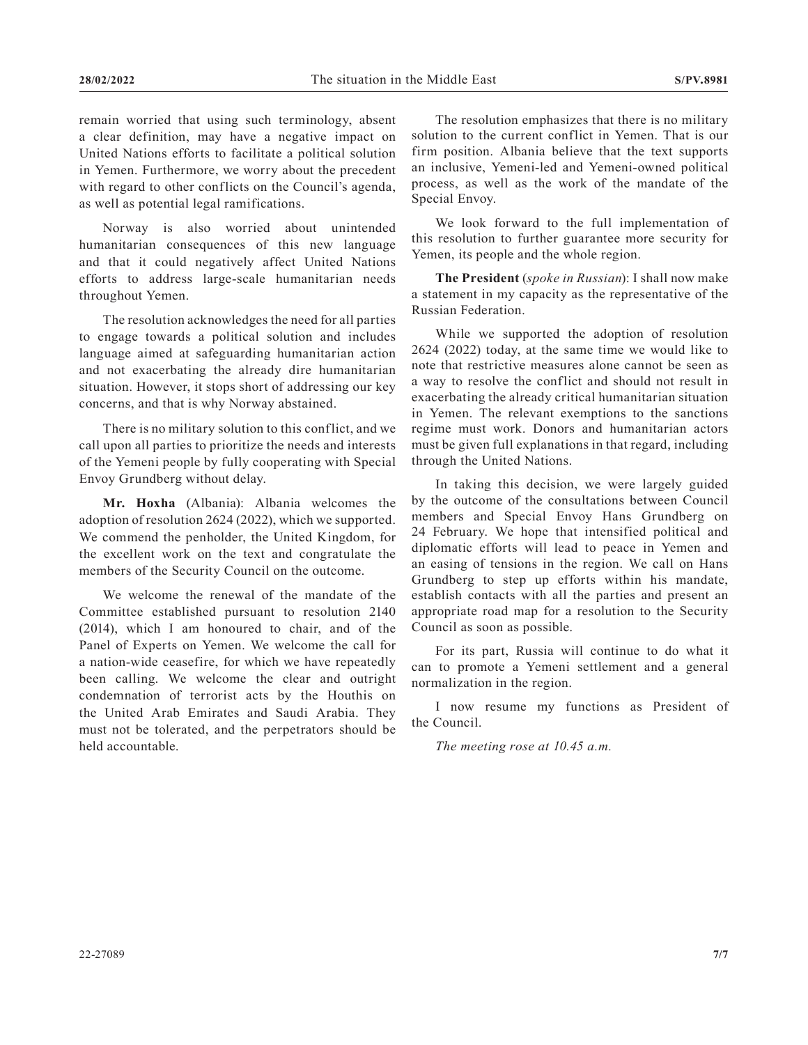remain worried that using such terminology, absent a clear definition, may have a negative impact on United Nations efforts to facilitate a political solution in Yemen. Furthermore, we worry about the precedent with regard to other conflicts on the Council's agenda, as well as potential legal ramifications.

Norway is also worried about unintended humanitarian consequences of this new language and that it could negatively affect United Nations efforts to address large-scale humanitarian needs throughout Yemen.

The resolution acknowledges the need for all parties to engage towards a political solution and includes language aimed at safeguarding humanitarian action and not exacerbating the already dire humanitarian situation. However, it stops short of addressing our key concerns, and that is why Norway abstained.

There is no military solution to this conflict, and we call upon all parties to prioritize the needs and interests of the Yemeni people by fully cooperating with Special Envoy Grundberg without delay.

**Mr. Hoxha** (Albania): Albania welcomes the adoption of resolution 2624 (2022), which we supported. We commend the penholder, the United Kingdom, for the excellent work on the text and congratulate the members of the Security Council on the outcome.

We welcome the renewal of the mandate of the Committee established pursuant to resolution 2140 (2014), which I am honoured to chair, and of the Panel of Experts on Yemen. We welcome the call for a nation-wide ceasefire, for which we have repeatedly been calling. We welcome the clear and outright condemnation of terrorist acts by the Houthis on the United Arab Emirates and Saudi Arabia. They must not be tolerated, and the perpetrators should be held accountable.

The resolution emphasizes that there is no military solution to the current conflict in Yemen. That is our firm position. Albania believe that the text supports an inclusive, Yemeni-led and Yemeni-owned political process, as well as the work of the mandate of the Special Envoy.

We look forward to the full implementation of this resolution to further guarantee more security for Yemen, its people and the whole region.

**The President** (*spoke in Russian*): I shall now make a statement in my capacity as the representative of the Russian Federation.

While we supported the adoption of resolution 2624 (2022) today, at the same time we would like to note that restrictive measures alone cannot be seen as a way to resolve the conflict and should not result in exacerbating the already critical humanitarian situation in Yemen. The relevant exemptions to the sanctions regime must work. Donors and humanitarian actors must be given full explanations in that regard, including through the United Nations.

In taking this decision, we were largely guided by the outcome of the consultations between Council members and Special Envoy Hans Grundberg on 24 February. We hope that intensified political and diplomatic efforts will lead to peace in Yemen and an easing of tensions in the region. We call on Hans Grundberg to step up efforts within his mandate, establish contacts with all the parties and present an appropriate road map for a resolution to the Security Council as soon as possible.

For its part, Russia will continue to do what it can to promote a Yemeni settlement and a general normalization in the region.

I now resume my functions as President of the Council.

*The meeting rose at 10.45 a.m.*